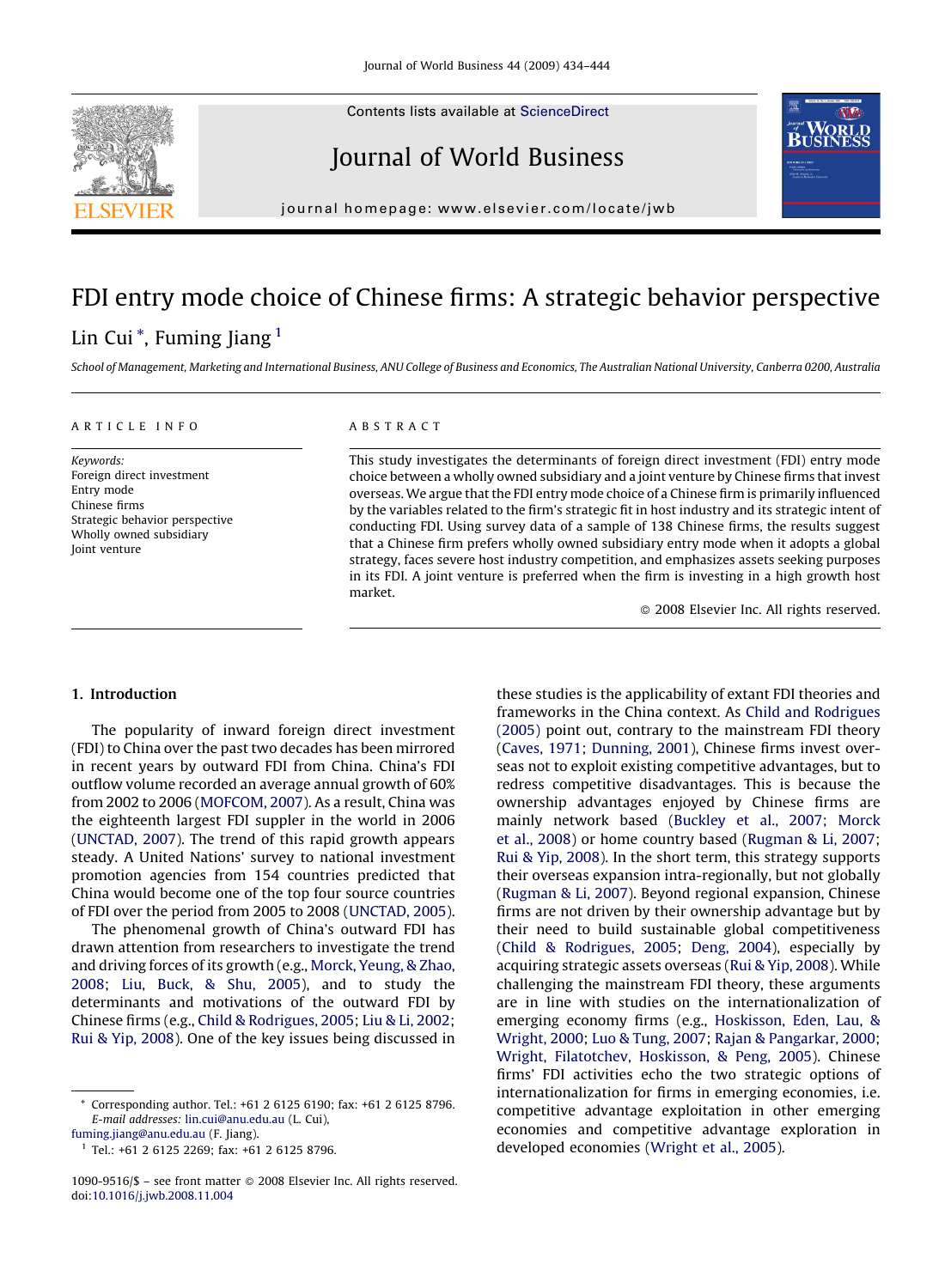Contents lists available at ScienceDirect

# Journal of World Business

journal homepage: www.elsevier.com/locate/jwb

# FDI entry mode choice of Chinese firms: A strategic behavior perspective

Lin Cui *, Fuming Jiang [1]

*School of Management, Marketing and International Business, ANU College of Business and Economics, The Australian National University, Canberra 0200, Australia*

ARTICLE INFO

*Keywords:*
Foreign direct investment
Entry mode
Chinese firms
Strategic behavior perspective
Wholly owned subsidiary
Joint venture

ABSTRACT

This study investigates the determinants of foreign direct investment (FDI) entry mode choice between a wholly owned subsidiary and a joint venture by Chinese firms that invest overseas. We argue that the FDI entry mode choice of a Chinese firm is primarily influenced by the variables related to the firm's strategic fit in host industry and its strategic intent of conducting FDI. Using survey data of a sample of 138 Chinese firms, the results suggest that a Chinese firm prefers wholly owned subsidiary entry mode when it adopts a global strategy, faces severe host industry competition, and emphasizes assets seeking purposes in its FDI. A joint venture is preferred when the firm is investing in a high growth host market.

© 2008 Elsevier Inc. All rights reserved.

## 1. Introduction

The popularity of inward foreign direct investment (FDI) to China over the past two decades has been mirrored in recent years by outward FDI from China. China's FDI outflow volume recorded an average annual growth of 60% from 2002 to 2006 (MOFCOM, 2007). As a result, China was the eighteenth largest FDI supplier in the world in 2006 (UNCTAD, 2007). The trend of this rapid growth appears steady. A United Nations' survey to national investment promotion agencies from 154 countries predicted that China would become one of the top four source countries of FDI over the period from 2005 to 2008 (UNCTAD, 2005).

The phenomenal growth of China's outward FDI has drawn attention from researchers to investigate the trend and driving forces of its growth (e.g., Morck, Yeung, & Zhao, 2008; Liu, Buck, & Shu, 2005), and to study the determinants and motivations of the outward FDI by Chinese firms (e.g., Child & Rodrigues, 2005; Liu & Li, 2002; Rui & Yip, 2008). One of the key issues being discussed in these studies is the applicability of extant FDI theories and frameworks in the China context. As Child and Rodrigues (2005) point out, contrary to the mainstream FDI theory (Caves, 1971; Dunning, 2001), Chinese firms invest overseas not to exploit existing competitive advantages, but to redress competitive disadvantages. This is because the ownership advantages enjoyed by Chinese firms are mainly network based (Buckley et al., 2007; Morck et al., 2008) or home country based (Rugman & Li, 2007; Rui & Yip, 2008). In the short term, this strategy supports their overseas expansion intra-regionally, but not globally (Rugman & Li, 2007). Beyond regional expansion, Chinese firms are not driven by their ownership advantage but by their need to build sustainable global competitiveness (Child & Rodrigues, 2005; Deng, 2004), especially by acquiring strategic assets overseas (Rui & Yip, 2008). While challenging the mainstream FDI theory, these arguments are in line with studies on the internationalization of emerging economy firms (e.g., Hoskisson, Eden, Lau, & Wright, 2000; Luo & Tung, 2007; Rajan & Pangarkar, 2000; Wright, Filatotchev, Hoskisson, & Peng, 2005). Chinese firms' FDI activities echo the two strategic options of internationalization for firms in emerging economies, i.e. competitive advantage exploitation in other emerging economies and competitive advantage exploration in developed economies (Wright et al., 2005).

* Corresponding author. Tel.: +61 2 6125 6190; fax: +61 2 6125 8796. *E-mail addresses:* lin.cui@anu.edu.au (L. Cui), fuming.jiang@anu.edu.au (F. Jiang).

[1] Tel.: +61 2 6125 2269; fax: +61 2 6125 8796.

1090-9516/$ – see front matter © 2008 Elsevier Inc. All rights reserved.
doi:10.1016/j.jwb.2008.11.004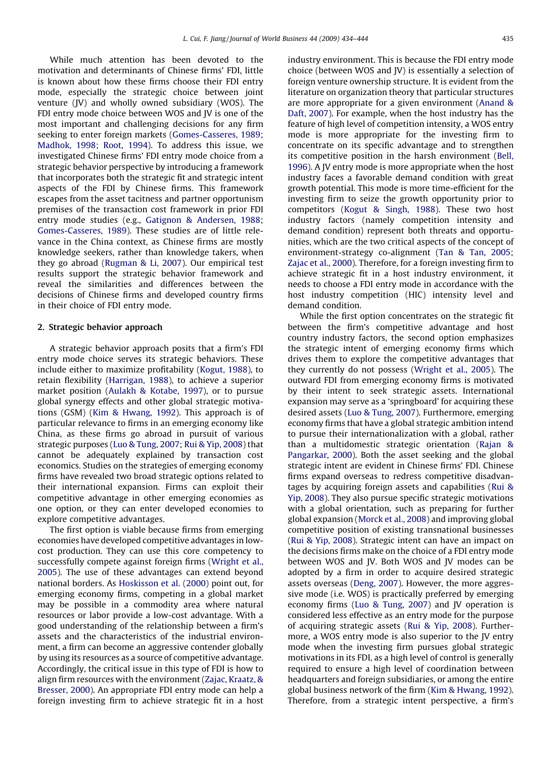While much attention has been devoted to the motivation and determinants of Chinese firms' FDI, little is known about how these firms choose their FDI entry mode, especially the strategic choice between joint venture (JV) and wholly owned subsidiary (WOS). The FDI entry mode choice between WOS and JV is one of the most important and challenging decisions for any firm seeking to enter foreign markets (Gomes-Casseres, 1989; Madhok, 1998; Root, 1994). To address this issue, we investigated Chinese firms' FDI entry mode choice from a strategic behavior perspective by introducing a framework that incorporates both the strategic fit and strategic intent aspects of the FDI by Chinese firms. This framework escapes from the asset tacitness and partner opportunism premises of the transaction cost framework in prior FDI entry mode studies (e.g., Gatignon & Andersen, 1988; Gomes-Casseres, 1989). These studies are of little relevance in the China context, as Chinese firms are mostly knowledge seekers, rather than knowledge takers, when they go abroad (Rugman & Li, 2007). Our empirical test results support the strategic behavior framework and reveal the similarities and differences between the decisions of Chinese firms and developed country firms in their choice of FDI entry mode.

## 2. Strategic behavior approach

A strategic behavior approach posits that a firm's FDI entry mode choice serves its strategic behaviors. These include either to maximize profitability (Kogut, 1988), to retain flexibility (Harrigan, 1988), to achieve a superior market position (Aulakh & Kotabe, 1997), or to pursue global synergy effects and other global strategic motivations (GSM) (Kim & Hwang, 1992). This approach is of particular relevance to firms in an emerging economy like China, as these firms go abroad in pursuit of various strategic purposes (Luo & Tung, 2007; Rui & Yip, 2008) that cannot be adequately explained by transaction cost economics. Studies on the strategies of emerging economy firms have revealed two broad strategic options related to their international expansion. Firms can exploit their competitive advantage in other emerging economies as one option, or they can enter developed economies to explore competitive advantages.

The first option is viable because firms from emerging economies have developed competitive advantages in low-cost production. They can use this core competency to successfully compete against foreign firms (Wright et al., 2005). The use of these advantages can extend beyond national borders. As Hoskisson et al. (2000) point out, for emerging economy firms, competing in a global market may be possible in a commodity area where natural resources or labor provide a low-cost advantage. With a good understanding of the relationship between a firm's assets and the characteristics of the industrial environment, a firm can become an aggressive contender globally by using its resources as a source of competitive advantage. Accordingly, the critical issue in this type of FDI is how to align firm resources with the environment (Zajac, Kraatz, & Bresser, 2000). An appropriate FDI entry mode can help a foreign investing firm to achieve strategic fit in a host industry environment. This is because the FDI entry mode choice (between WOS and JV) is essentially a selection of foreign venture ownership structure. It is evident from the literature on organization theory that particular structures are more appropriate for a given environment (Anand & Daft, 2007). For example, when the host industry has the feature of high level of competition intensity, a WOS entry mode is more appropriate for the investing firm to concentrate on its specific advantage and to strengthen its competitive position in the harsh environment (Bell, 1996). A JV entry mode is more appropriate when the host industry faces a favorable demand condition with great growth potential. This mode is more time-efficient for the investing firm to seize the growth opportunity prior to competitors (Kogut & Singh, 1988). These two host industry factors (namely competition intensity and demand condition) represent both threats and opportunities, which are the two critical aspects of the concept of environment-strategy co-alignment (Tan & Tan, 2005; Zajac et al., 2000). Therefore, for a foreign investing firm to achieve strategic fit in a host industry environment, it needs to choose a FDI entry mode in accordance with the host industry competition (HIC) intensity level and demand condition.

While the first option concentrates on the strategic fit between the firm's competitive advantage and host country industry factors, the second option emphasizes the strategic intent of emerging economy firms which drives them to explore the competitive advantages that they currently do not possess (Wright et al., 2005). The outward FDI from emerging economy firms is motivated by their intent to seek strategic assets. International expansion may serve as a 'springboard' for acquiring these desired assets (Luo & Tung, 2007). Furthermore, emerging economy firms that have a global strategic ambition intend to pursue their internationalization with a global, rather than a multidomestic strategic orientation (Rajan & Pangarkar, 2000). Both the asset seeking and the global strategic intent are evident in Chinese firms' FDI. Chinese firms expand overseas to redress competitive disadvantages by acquiring foreign assets and capabilities (Rui & Yip, 2008). They also pursue specific strategic motivations with a global orientation, such as preparing for further global expansion (Morck et al., 2008) and improving global competitive position of existing transnational businesses (Rui & Yip, 2008). Strategic intent can have an impact on the decisions firms make on the choice of a FDI entry mode between WOS and JV. Both WOS and JV modes can be adopted by a firm in order to acquire desired strategic assets overseas (Deng, 2007). However, the more aggressive mode (i.e. WOS) is practically preferred by emerging economy firms (Luo & Tung, 2007) and JV operation is considered less effective as an entry mode for the purpose of acquiring strategic assets (Rui & Yip, 2008). Furthermore, a WOS entry mode is also superior to the JV entry mode when the investing firm pursues global strategic motivations in its FDI, as a high level of control is generally required to ensure a high level of coordination between headquarters and foreign subsidiaries, or among the entire global business network of the firm (Kim & Hwang, 1992). Therefore, from a strategic intent perspective, a firm's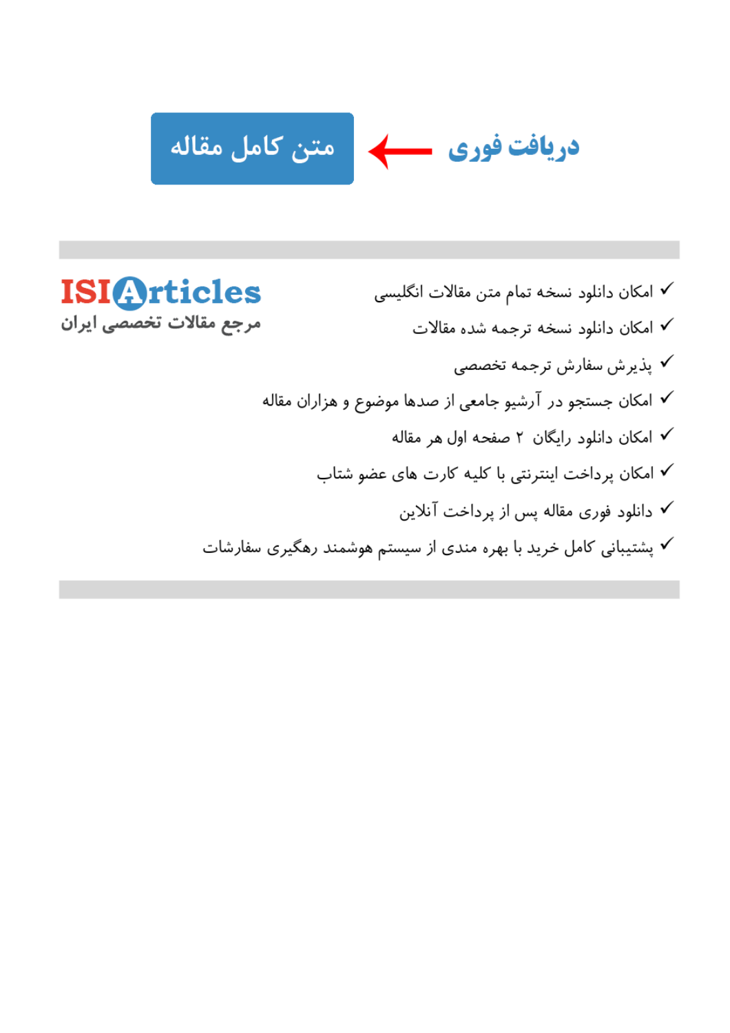دریافت فوری ← متن کامل مقاله

ISIArticles
مرجع مقالات تخصصی ایران

- ✓ امکان دانلود نسخه تمام متن مقالات انگلیسی
- ✓ امکان دانلود نسخه ترجمه شده مقالات
- ✓ پذیرش سفارش ترجمه تخصصی
- ✓ امکان جستجو در آرشیو جامعی از صدها موضوع و هزاران مقاله
- ✓ امکان دانلود رایگان ۲ صفحه اول هر مقاله
- ✓ امکان پرداخت اینترنتی با کلیه کارت های عضو شتاب
- ✓ دانلود فوری مقاله پس از پرداخت آنلاین
- ✓ پشتیبانی کامل خرید با بهره مندی از سیستم هوشمند رهگیری سفارشات